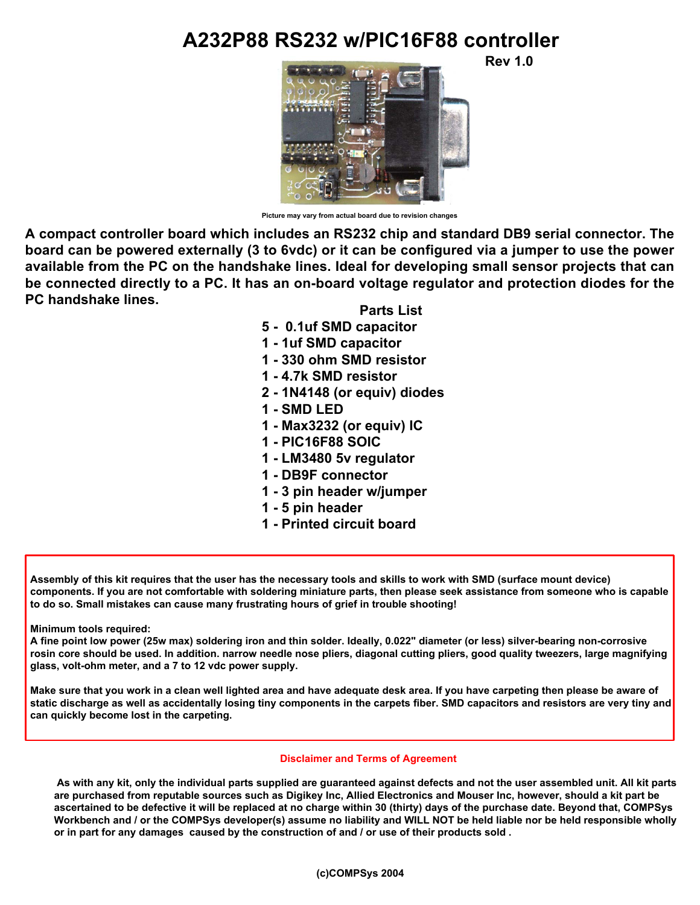# A232P88 RS232 w/PIC16F88 controller

**Rev 1.0**

Picture may vary from actual board due to revision changes

**A compact controller board which includes an RS232 chip and standard DB9 serial connector. The board can be powered externally (3 to 6vdc) or it can be configured via a jumper to use the power available from the PC on the handshake lines. Ideal for developing small sensor projects that can be connected directly to a PC. It has an on-board voltage regulator and protection diodes for the PC handshake lines.**

## Parts List

- 5 - 0.1uf SMD capacitor
- 1 - 1uf SMD capacitor
- 1 - 330 ohm SMD resistor
- 1 - 4.7k SMD resistor
- 2 - 1N4148 (or equiv) diodes
- 1 - SMD LED
- 1 - Max3232 (or equiv) IC
- 1 - PIC16F88 SOIC
- 1 - LM3480 5v regulator
- 1 - DB9F connector
- 1 - 3 pin header w/jumper
- 1 - 5 pin header
- 1 - Printed circuit board

**Assembly of this kit requires that the user has the necessary tools and skills to work with SMD (surface mount device) components. If you are not comfortable with soldering miniature parts, then please seek assistance from someone who is capable to do so. Small mistakes can cause many frustrating hours of grief in trouble shooting!**

**Minimum tools required:**
**A fine point low power (25w max) soldering iron and thin solder. Ideally, 0.022" diameter (or less) silver-bearing non-corrosive rosin core should be used. In addition. narrow needle nose pliers, diagonal cutting pliers, good quality tweezers, large magnifying glass, volt-ohm meter, and a 7 to 12 vdc power supply.**

**Make sure that you work in a clean well lighted area and have adequate desk area. If you have carpeting then please be aware of static discharge as well as accidentally losing tiny components in the carpets fiber. SMD capacitors and resistors are very tiny and can quickly become lost in the carpeting.**

**Disclaimer and Terms of Agreement**

**As with any kit, only the individual parts supplied are guaranteed against defects and not the user assembled unit. All kit parts are purchased from reputable sources such as Digikey Inc, Allied Electronics and Mouser Inc, however, should a kit part be ascertained to be defective it will be replaced at no charge within 30 (thirty) days of the purchase date. Beyond that, COMPSys Workbench and / or the COMPSys developer(s) assume no liability and WILL NOT be held liable nor be held responsible wholly or in part for any damages caused by the construction of and / or use of their products sold .**

**(c)COMPSys 2004**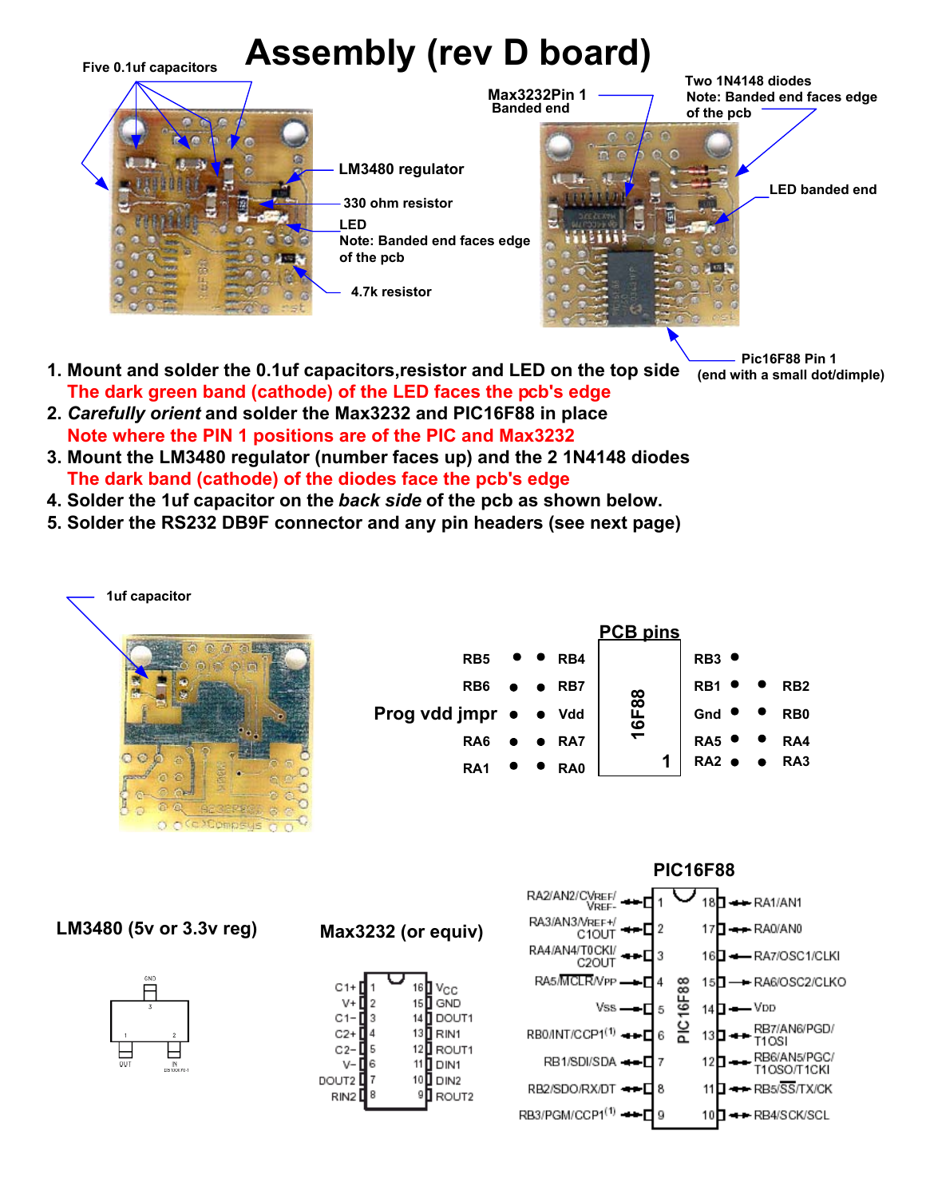# Assembly (rev D board)

Five 0.1uf capacitors

LM3480 regulator

330 ohm resistor

LED
Note: Banded end faces edge of the pcb

4.7k resistor

Max3232Pin 1
Banded end

Two 1N4148 diodes
Note: Banded end faces edge of the pcb

LED banded end

Pic16F88 Pin 1
(end with a small dot/dimple)

1. **Mount and solder the 0.1uf capacitors,resistor and LED on the top side**
   **The dark green band (cathode) of the LED faces the pcb's edge**
2. ***Carefully orient* and solder the Max3232 and PIC16F88 in place**
   **Note where the PIN 1 positions are of the PIC and Max3232**
3. **Mount the LM3480 regulator (number faces up) and the 2 1N4148 diodes**
   **The dark band (cathode) of the diodes face the pcb's edge**
4. **Solder the 1uf capacitor on the *back side* of the pcb as shown below.**
5. **Solder the RS232 DB9F connector and any pin headers (see next page)**

1uf capacitor

## PCB pins

| | | 16F88 | | |
|---|---|---|---|---|
| RB5 | RB4 | | RB3 | |
| RB6 | RB7 | | RB1 | RB2 |
| Prog vdd jmpr | Vdd | | Gnd | RB0 |
| RA6 | RA7 | | RA5 | RA4 |
| RA1 | RA0 | 1 | RA2 | RA3 |

## LM3480 (5v or 3.3v reg)

GND (3), OUT (1), IN (2)

## Max3232 (or equiv)

| Pin | Name | Pin | Name |
|---|---|---|---|
| 1 | C1+ | 16 | VCC |
| 2 | V+ | 15 | GND |
| 3 | C1− | 14 | DOUT1 |
| 4 | C2+ | 13 | RIN1 |
| 5 | C2− | 12 | ROUT1 |
| 6 | V− | 11 | DIN1 |
| 7 | DOUT2 | 10 | DIN2 |
| 8 | RIN2 | 9 | ROUT2 |

## PIC16F88

| Pin | Name | Pin | Name |
|---|---|---|---|
| 1 | RA2/AN2/CVREF/VREF- | 18 | RA1/AN1 |
| 2 | RA3/AN3/VREF+/C1OUT | 17 | RA0/AN0 |
| 3 | RA4/AN4/T0CKI/C2OUT | 16 | RA7/OSC1/CLKI |
| 4 | RA5/MCLR/VPP | 15 | RA6/OSC2/CLKO |
| 5 | VSS | 14 | VDD |
| 6 | RB0/INT/CCP1[1] | 13 | RB7/AN6/PGD/T1OSI |
| 7 | RB1/SDI/SDA | 12 | RB6/AN5/PGC/T1OSO/T1CKI |
| 8 | RB2/SDO/RX/DT | 11 | RB5/SS/TX/CK |
| 9 | RB3/PGM/CCP1[1] | 10 | RB4/SCK/SCL |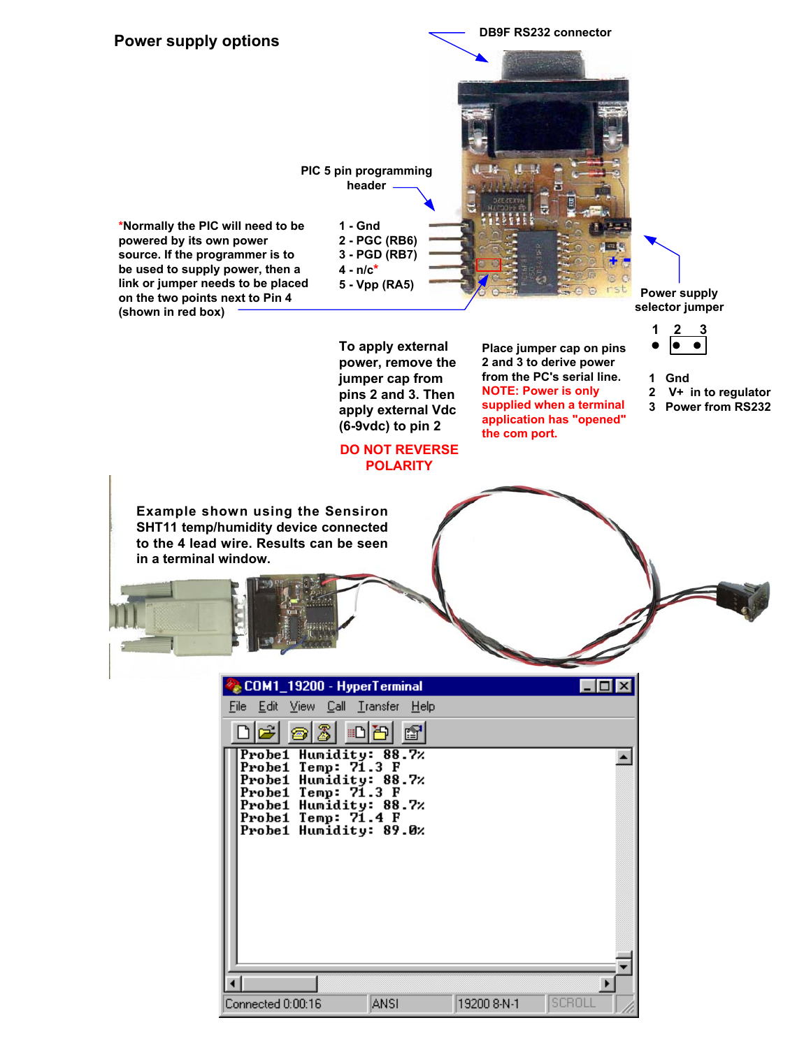## Power supply options

DB9F RS232 connector

PIC 5 pin programming header

1 - Gnd
2 - PGC (RB6)
3 - PGD (RB7)
4 - n/c*
5 - Vpp (RA5)

*Normally the PIC will need to be powered by its own power source. If the programmer is to be used to supply power, then a link or jumper needs to be placed on the two points next to Pin 4 (shown in red box)

Power supply selector jumper

1 2 3

1 Gnd
2 V+ in to regulator
3 Power from RS232

To apply external power, remove the jumper cap from pins 2 and 3. Then apply external Vdc (6-9vdc) to pin 2

**DO NOT REVERSE POLARITY**

Place jumper cap on pins 2 and 3 to derive power from the PC's serial line. NOTE: Power is only supplied when a terminal application has "opened" the com port.

Example shown using the Sensiron SHT11 temp/humidity device connected to the 4 lead wire. Results can be seen in a terminal window.

COM1_19200 - HyperTerminal

File Edit View Call Transfer Help

```
Probe1 Humidity: 88.7%
Probe1 Temp: 71.3 F
Probe1 Humidity: 88.7%
Probe1 Temp: 71.3 F
Probe1 Humidity: 88.7%
Probe1 Temp: 71.4 F
Probe1 Humidity: 89.0%
```

Connected 0:00:16 | ANSI | 19200 8-N-1 | SCROLL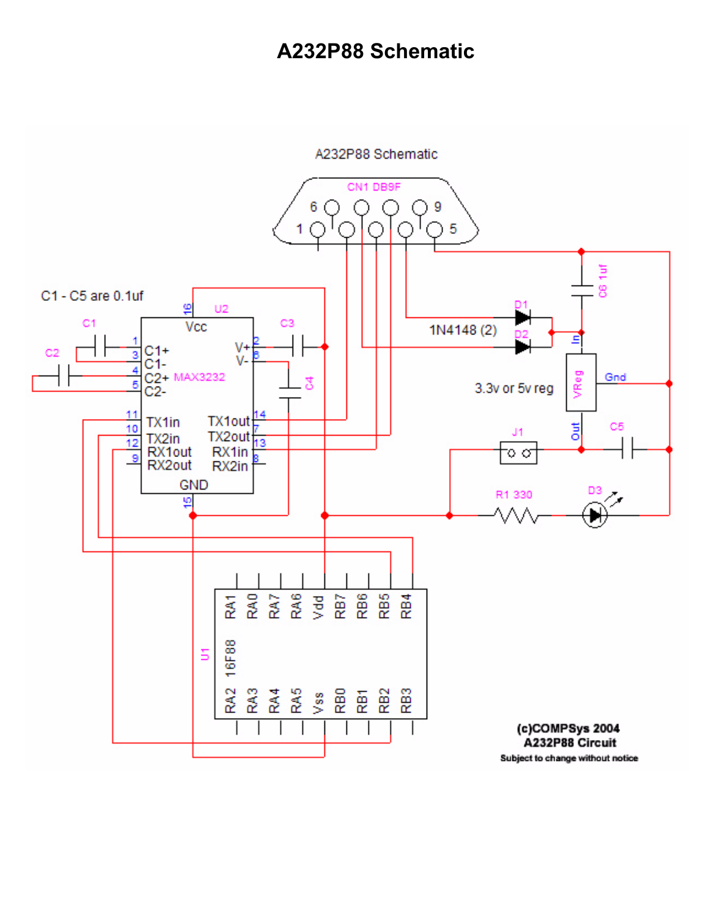# A232P88 Schematic

A232P88 Schematic

CN1 DB9F

6 9
1 5

C1 - C5 are 0.1uf

C1

C2

U2

Vcc

C3

16

1 C1+
3 C1-
4 C2+ MAX3232
5 C2-

2 V+
6 V-

C4

C6 1uf

D1

1N4148 (2)

D2

In

VReg

Gnd

3.3v or 5v reg

Out

J1

C5

11 TX1in
10 TX2in
12 RX1out
9 RX2out

TX1out 14
TX2out 7
RX1in 13
RX2in 8

GND

15

R1 330

D3

U1

16F88

RA1 RA0 RA7 RA6 Vdd RB7 RB6 RB5 RB4

RA2 RA3 RA4 RA5 Vss RB0 RB1 RB2 RB3

**(c)COMPSys 2004**
**A232P88 Circuit**
**Subject to change without notice**